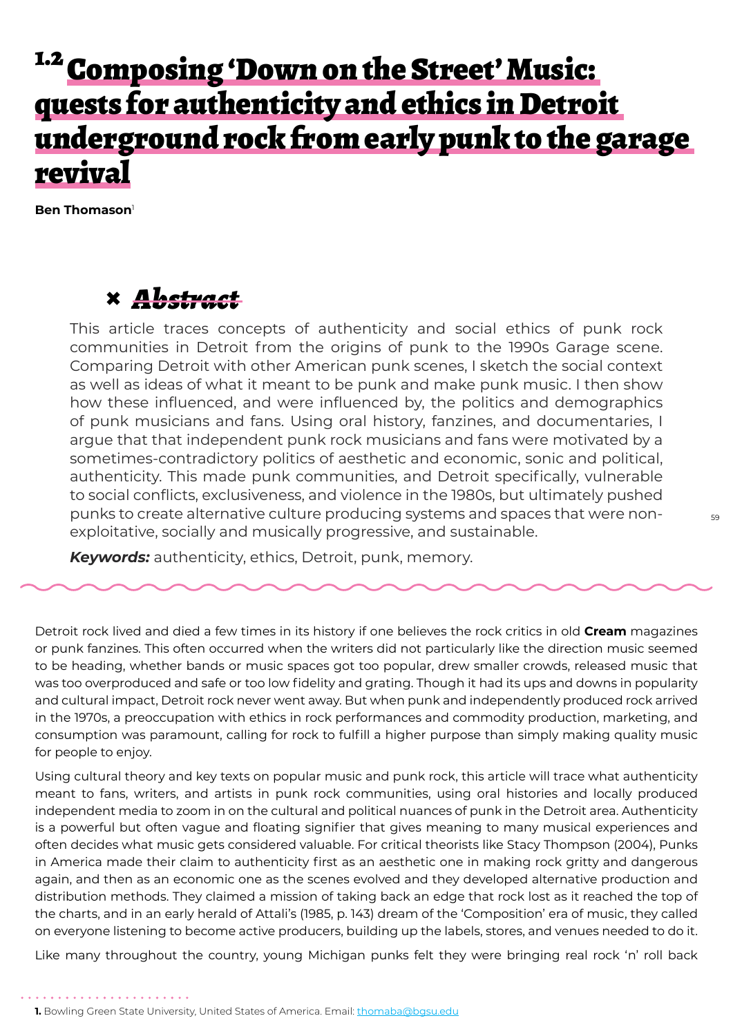# 1.2 Composing 'Down on the Street' Music: quests for authenticity and ethics in Detroit underground rock from early punk to the garage revival

**Ben Thomason**[1]

## Abstract

This article traces concepts of authenticity and social ethics of punk rock communities in Detroit from the origins of punk to the 1990s Garage scene. Comparing Detroit with other American punk scenes, I sketch the social context as well as ideas of what it meant to be punk and make punk music. I then show how these influenced, and were influenced by, the politics and demographics of punk musicians and fans. Using oral history, fanzines, and documentaries, I argue that that independent punk rock musicians and fans were motivated by a sometimes-contradictory politics of aesthetic and economic, sonic and political, authenticity. This made punk communities, and Detroit specifically, vulnerable to social conflicts, exclusiveness, and violence in the 1980s, but ultimately pushed punks to create alternative culture producing systems and spaces that were non-exploitative, socially and musically progressive, and sustainable.

***Keywords:*** authenticity, ethics, Detroit, punk, memory.

Detroit rock lived and died a few times in its history if one believes the rock critics in old **Cream** magazines or punk fanzines. This often occurred when the writers did not particularly like the direction music seemed to be heading, whether bands or music spaces got too popular, drew smaller crowds, released music that was too overproduced and safe or too low fidelity and grating. Though it had its ups and downs in popularity and cultural impact, Detroit rock never went away. But when punk and independently produced rock arrived in the 1970s, a preoccupation with ethics in rock performances and commodity production, marketing, and consumption was paramount, calling for rock to fulfill a higher purpose than simply making quality music for people to enjoy.

Using cultural theory and key texts on popular music and punk rock, this article will trace what authenticity meant to fans, writers, and artists in punk rock communities, using oral histories and locally produced independent media to zoom in on the cultural and political nuances of punk in the Detroit area. Authenticity is a powerful but often vague and floating signifier that gives meaning to many musical experiences and often decides what music gets considered valuable. For critical theorists like Stacy Thompson (2004), Punks in America made their claim to authenticity first as an aesthetic one in making rock gritty and dangerous again, and then as an economic one as the scenes evolved and they developed alternative production and distribution methods. They claimed a mission of taking back an edge that rock lost as it reached the top of the charts, and in an early herald of Attali's (1985, p. 143) dream of the 'Composition' era of music, they called on everyone listening to become active producers, building up the labels, stores, and venues needed to do it.

Like many throughout the country, young Michigan punks felt they were bringing real rock 'n' roll back

---

1. Bowling Green State University, United States of America. Email: thomaba@bgsu.edu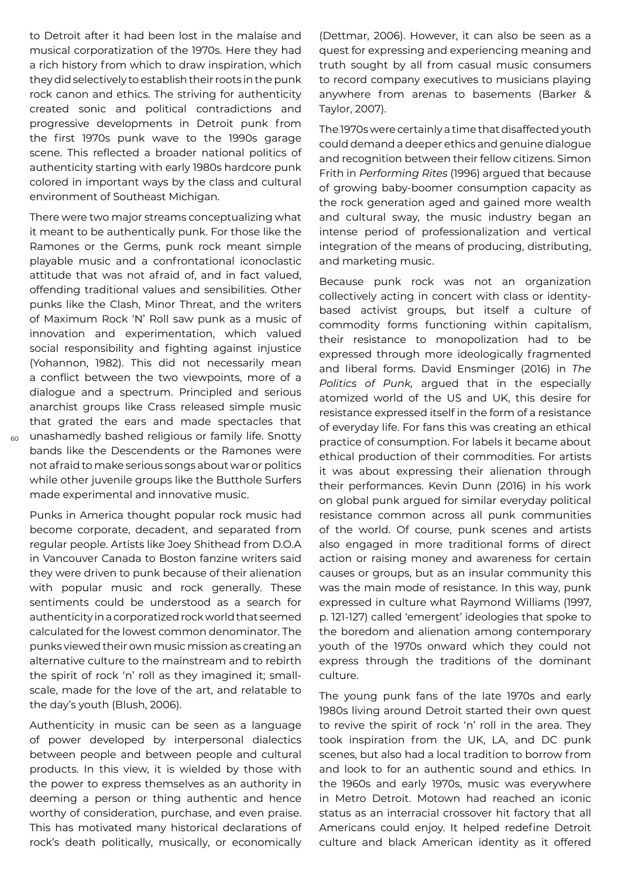to Detroit after it had been lost in the malaise and musical corporatization of the 1970s. Here they had a rich history from which to draw inspiration, which they did selectively to establish their roots in the punk rock canon and ethics. The striving for authenticity created sonic and political contradictions and progressive developments in Detroit punk from the first 1970s punk wave to the 1990s garage scene. This reflected a broader national politics of authenticity starting with early 1980s hardcore punk colored in important ways by the class and cultural environment of Southeast Michigan.

There were two major streams conceptualizing what it meant to be authentically punk. For those like the Ramones or the Germs, punk rock meant simple playable music and a confrontational iconoclastic attitude that was not afraid of, and in fact valued, offending traditional values and sensibilities. Other punks like the Clash, Minor Threat, and the writers of Maximum Rock 'N' Roll saw punk as a music of innovation and experimentation, which valued social responsibility and fighting against injustice (Yohannon, 1982). This did not necessarily mean a conflict between the two viewpoints, more of a dialogue and a spectrum. Principled and serious anarchist groups like Crass released simple music that grated the ears and made spectacles that unashamedly bashed religious or family life. Snotty bands like the Descendents or the Ramones were not afraid to make serious songs about war or politics while other juvenile groups like the Butthole Surfers made experimental and innovative music.

Punks in America thought popular rock music had become corporate, decadent, and separated from regular people. Artists like Joey Shithead from D.O.A in Vancouver Canada to Boston fanzine writers said they were driven to punk because of their alienation with popular music and rock generally. These sentiments could be understood as a search for authenticity in a corporatized rock world that seemed calculated for the lowest common denominator. The punks viewed their own music mission as creating an alternative culture to the mainstream and to rebirth the spirit of rock 'n' roll as they imagined it; small-scale, made for the love of the art, and relatable to the day's youth (Blush, 2006).

Authenticity in music can be seen as a language of power developed by interpersonal dialectics between people and between people and cultural products. In this view, it is wielded by those with the power to express themselves as an authority in deeming a person or thing authentic and hence worthy of consideration, purchase, and even praise. This has motivated many historical declarations of rock's death politically, musically, or economically (Dettmar, 2006). However, it can also be seen as a quest for expressing and experiencing meaning and truth sought by all from casual music consumers to record company executives to musicians playing anywhere from arenas to basements (Barker & Taylor, 2007).

The 1970s were certainly a time that disaffected youth could demand a deeper ethics and genuine dialogue and recognition between their fellow citizens. Simon Frith in *Performing Rites* (1996) argued that because of growing baby-boomer consumption capacity as the rock generation aged and gained more wealth and cultural sway, the music industry began an intense period of professionalization and vertical integration of the means of producing, distributing, and marketing music.

Because punk rock was not an organization collectively acting in concert with class or identity-based activist groups, but itself a culture of commodity forms functioning within capitalism, their resistance to monopolization had to be expressed through more ideologically fragmented and liberal forms. David Ensminger (2016) in *The Politics of Punk,* argued that in the especially atomized world of the US and UK, this desire for resistance expressed itself in the form of a resistance of everyday life. For fans this was creating an ethical practice of consumption. For labels it became about ethical production of their commodities. For artists it was about expressing their alienation through their performances. Kevin Dunn (2016) in his work on global punk argued for similar everyday political resistance common across all punk communities of the world. Of course, punk scenes and artists also engaged in more traditional forms of direct action or raising money and awareness for certain causes or groups, but as an insular community this was the main mode of resistance. In this way, punk expressed in culture what Raymond Williams (1997, p. 121-127) called 'emergent' ideologies that spoke to the boredom and alienation among contemporary youth of the 1970s onward which they could not express through the traditions of the dominant culture.

The young punk fans of the late 1970s and early 1980s living around Detroit started their own quest to revive the spirit of rock 'n' roll in the area. They took inspiration from the UK, LA, and DC punk scenes, but also had a local tradition to borrow from and look to for an authentic sound and ethics. In the 1960s and early 1970s, music was everywhere in Metro Detroit. Motown had reached an iconic status as an interracial crossover hit factory that all Americans could enjoy. It helped redefine Detroit culture and black American identity as it offered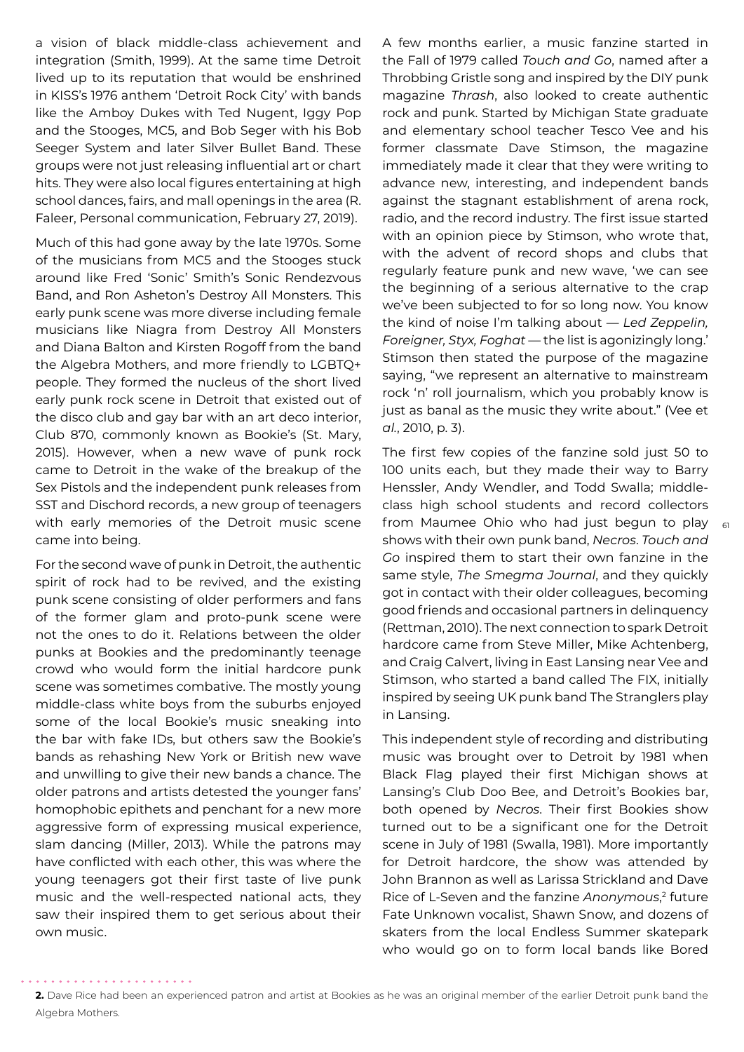a vision of black middle-class achievement and integration (Smith, 1999). At the same time Detroit lived up to its reputation that would be enshrined in KISS's 1976 anthem 'Detroit Rock City' with bands like the Amboy Dukes with Ted Nugent, Iggy Pop and the Stooges, MC5, and Bob Seger with his Bob Seeger System and later Silver Bullet Band. These groups were not just releasing influential art or chart hits. They were also local figures entertaining at high school dances, fairs, and mall openings in the area (R. Faleer, Personal communication, February 27, 2019).

Much of this had gone away by the late 1970s. Some of the musicians from MC5 and the Stooges stuck around like Fred 'Sonic' Smith's Sonic Rendezvous Band, and Ron Asheton's Destroy All Monsters. This early punk scene was more diverse including female musicians like Niagra from Destroy All Monsters and Diana Balton and Kirsten Rogoff from the band the Algebra Mothers, and more friendly to LGBTQ+ people. They formed the nucleus of the short lived early punk rock scene in Detroit that existed out of the disco club and gay bar with an art deco interior, Club 870, commonly known as Bookie's (St. Mary, 2015). However, when a new wave of punk rock came to Detroit in the wake of the breakup of the Sex Pistols and the independent punk releases from SST and Dischord records, a new group of teenagers with early memories of the Detroit music scene came into being.

For the second wave of punk in Detroit, the authentic spirit of rock had to be revived, and the existing punk scene consisting of older performers and fans of the former glam and proto-punk scene were not the ones to do it. Relations between the older punks at Bookies and the predominantly teenage crowd who would form the initial hardcore punk scene was sometimes combative. The mostly young middle-class white boys from the suburbs enjoyed some of the local Bookie's music sneaking into the bar with fake IDs, but others saw the Bookie's bands as rehashing New York or British new wave and unwilling to give their new bands a chance. The older patrons and artists detested the younger fans' homophobic epithets and penchant for a new more aggressive form of expressing musical experience, slam dancing (Miller, 2013). While the patrons may have conflicted with each other, this was where the young teenagers got their first taste of live punk music and the well-respected national acts, they saw their inspired them to get serious about their own music.

A few months earlier, a music fanzine started in the Fall of 1979 called *Touch and Go*, named after a Throbbing Gristle song and inspired by the DIY punk magazine *Thrash*, also looked to create authentic rock and punk. Started by Michigan State graduate and elementary school teacher Tesco Vee and his former classmate Dave Stimson, the magazine immediately made it clear that they were writing to advance new, interesting, and independent bands against the stagnant establishment of arena rock, radio, and the record industry. The first issue started with an opinion piece by Stimson, who wrote that, with the advent of record shops and clubs that regularly feature punk and new wave, 'we can see the beginning of a serious alternative to the crap we've been subjected to for so long now. You know the kind of noise I'm talking about — *Led Zeppelin, Foreigner, Styx, Foghat* — the list is agonizingly long.' Stimson then stated the purpose of the magazine saying, "we represent an alternative to mainstream rock 'n' roll journalism, which you probably know is just as banal as the music they write about." (Vee et *al.*, 2010, p. 3).

The first few copies of the fanzine sold just 50 to 100 units each, but they made their way to Barry Henssler, Andy Wendler, and Todd Swalla; middle-class high school students and record collectors from Maumee Ohio who had just begun to play shows with their own punk band, *Necros*. *Touch and Go* inspired them to start their own fanzine in the same style, *The Smegma Journal*, and they quickly got in contact with their older colleagues, becoming good friends and occasional partners in delinquency (Rettman, 2010). The next connection to spark Detroit hardcore came from Steve Miller, Mike Achtenberg, and Craig Calvert, living in East Lansing near Vee and Stimson, who started a band called The FIX, initially inspired by seeing UK punk band The Stranglers play in Lansing.

This independent style of recording and distributing music was brought over to Detroit by 1981 when Black Flag played their first Michigan shows at Lansing's Club Doo Bee, and Detroit's Bookies bar, both opened by *Necros*. Their first Bookies show turned out to be a significant one for the Detroit scene in July of 1981 (Swalla, 1981). More importantly for Detroit hardcore, the show was attended by John Brannon as well as Larissa Strickland and Dave Rice of L-Seven and the fanzine *Anonymous*,[2] future Fate Unknown vocalist, Shawn Snow, and dozens of skaters from the local Endless Summer skatepark who would go on to form local bands like Bored

**2.** Dave Rice had been an experienced patron and artist at Bookies as he was an original member of the earlier Detroit punk band the Algebra Mothers.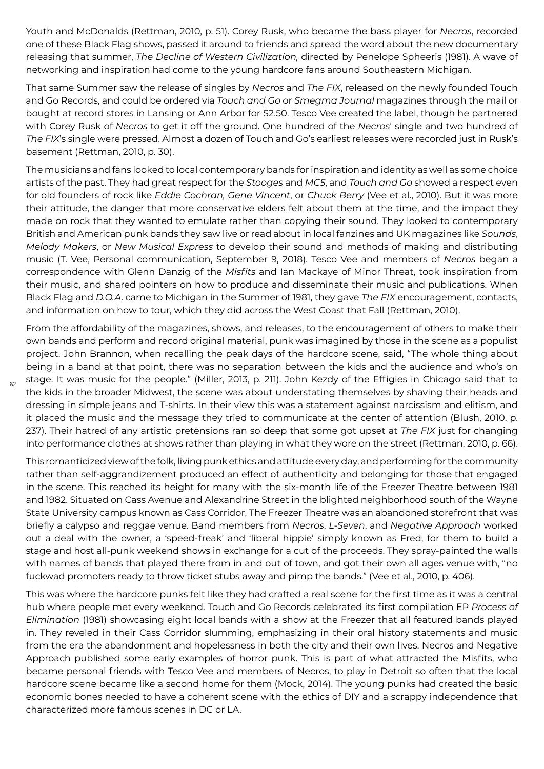Youth and McDonalds (Rettman, 2010, p. 51). Corey Rusk, who became the bass player for *Necros*, recorded one of these Black Flag shows, passed it around to friends and spread the word about the new documentary releasing that summer, *The Decline of Western Civilization,* directed by Penelope Spheeris (1981). A wave of networking and inspiration had come to the young hardcore fans around Southeastern Michigan.

That same Summer saw the release of singles by *Necros* and *The FIX*, released on the newly founded Touch and Go Records, and could be ordered via *Touch and Go* or *Smegma Journal* magazines through the mail or bought at record stores in Lansing or Ann Arbor for $2.50. Tesco Vee created the label, though he partnered with Corey Rusk of *Necros* to get it off the ground. One hundred of the *Necros*' single and two hundred of *The FIX*'s single were pressed. Almost a dozen of Touch and Go's earliest releases were recorded just in Rusk's basement (Rettman, 2010, p. 30).

The musicians and fans looked to local contemporary bands for inspiration and identity as well as some choice artists of the past. They had great respect for the *Stooges* and *MC5*, and *Touch and Go* showed a respect even for old founders of rock like *Eddie Cochran, Gene Vincent*, or *Chuck Berry* (Vee et al., 2010). But it was more their attitude, the danger that more conservative elders felt about them at the time, and the impact they made on rock that they wanted to emulate rather than copying their sound. They looked to contemporary British and American punk bands they saw live or read about in local fanzines and UK magazines like *Sounds*, *Melody Makers*, or *New Musical Express* to develop their sound and methods of making and distributing music (T. Vee, Personal communication, September 9, 2018). Tesco Vee and members of *Necros* began a correspondence with Glenn Danzig of the *Misfits* and Ian Mackaye of Minor Threat, took inspiration from their music, and shared pointers on how to produce and disseminate their music and publications. When Black Flag and *D.O.A*. came to Michigan in the Summer of 1981, they gave *The FIX* encouragement, contacts, and information on how to tour, which they did across the West Coast that Fall (Rettman, 2010).

From the affordability of the magazines, shows, and releases, to the encouragement of others to make their own bands and perform and record original material, punk was imagined by those in the scene as a populist project. John Brannon, when recalling the peak days of the hardcore scene, said, "The whole thing about being in a band at that point, there was no separation between the kids and the audience and who's on stage. It was music for the people." (Miller, 2013, p. 211). John Kezdy of the Effigies in Chicago said that to the kids in the broader Midwest, the scene was about understating themselves by shaving their heads and dressing in simple jeans and T-shirts. In their view this was a statement against narcissism and elitism, and it placed the music and the message they tried to communicate at the center of attention (Blush, 2010, p. 237). Their hatred of any artistic pretensions ran so deep that some got upset at *The FIX* just for changing into performance clothes at shows rather than playing in what they wore on the street (Rettman, 2010, p. 66).

This romanticized view of the folk, living punk ethics and attitude every day, and performing for the community rather than self-aggrandizement produced an effect of authenticity and belonging for those that engaged in the scene. This reached its height for many with the six-month life of the Freezer Theatre between 1981 and 1982. Situated on Cass Avenue and Alexandrine Street in the blighted neighborhood south of the Wayne State University campus known as Cass Corridor, The Freezer Theatre was an abandoned storefront that was briefly a calypso and reggae venue. Band members from *Necros*, *L-Seven*, and *Negative Approach* worked out a deal with the owner, a 'speed-freak' and 'liberal hippie' simply known as Fred, for them to build a stage and host all-punk weekend shows in exchange for a cut of the proceeds. They spray-painted the walls with names of bands that played there from in and out of town, and got their own all ages venue with, "no fuckwad promoters ready to throw ticket stubs away and pimp the bands." (Vee et al., 2010, p. 406).

This was where the hardcore punks felt like they had crafted a real scene for the first time as it was a central hub where people met every weekend. Touch and Go Records celebrated its first compilation EP *Process of Elimination* (1981) showcasing eight local bands with a show at the Freezer that all featured bands played in. They reveled in their Cass Corridor slumming, emphasizing in their oral history statements and music from the era the abandonment and hopelessness in both the city and their own lives. Necros and Negative Approach published some early examples of horror punk. This is part of what attracted the Misfits, who became personal friends with Tesco Vee and members of Necros, to play in Detroit so often that the local hardcore scene became like a second home for them (Mock, 2014). The young punks had created the basic economic bones needed to have a coherent scene with the ethics of DIY and a scrappy independence that characterized more famous scenes in DC or LA.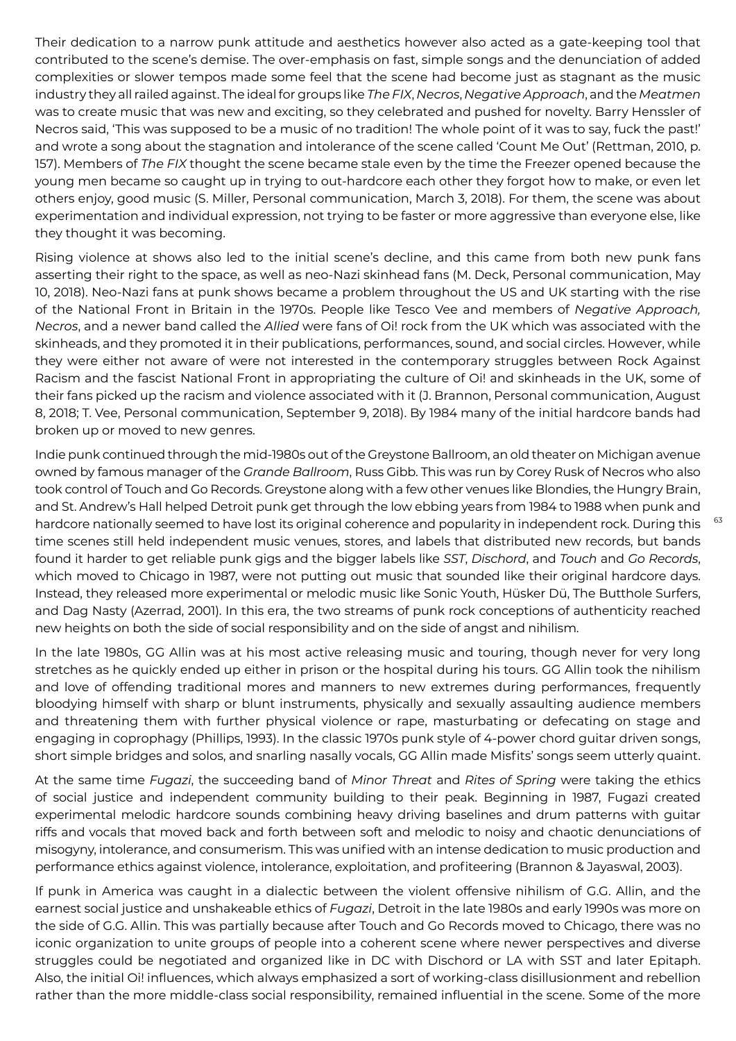Their dedication to a narrow punk attitude and aesthetics however also acted as a gate-keeping tool that contributed to the scene's demise. The over-emphasis on fast, simple songs and the denunciation of added complexities or slower tempos made some feel that the scene had become just as stagnant as the music industry they all railed against. The ideal for groups like *The FIX*, *Necros*, *Negative Approach*, and the *Meatmen* was to create music that was new and exciting, so they celebrated and pushed for novelty. Barry Henssler of Necros said, 'This was supposed to be a music of no tradition! The whole point of it was to say, fuck the past!' and wrote a song about the stagnation and intolerance of the scene called 'Count Me Out' (Rettman, 2010, p. 157). Members of *The FIX* thought the scene became stale even by the time the Freezer opened because the young men became so caught up in trying to out-hardcore each other they forgot how to make, or even let others enjoy, good music (S. Miller, Personal communication, March 3, 2018). For them, the scene was about experimentation and individual expression, not trying to be faster or more aggressive than everyone else, like they thought it was becoming.

Rising violence at shows also led to the initial scene's decline, and this came from both new punk fans asserting their right to the space, as well as neo-Nazi skinhead fans (M. Deck, Personal communication, May 10, 2018). Neo-Nazi fans at punk shows became a problem throughout the US and UK starting with the rise of the National Front in Britain in the 1970s. People like Tesco Vee and members of *Negative Approach, Necros*, and a newer band called the *Allied* were fans of Oi! rock from the UK which was associated with the skinheads, and they promoted it in their publications, performances, sound, and social circles. However, while they were either not aware of were not interested in the contemporary struggles between Rock Against Racism and the fascist National Front in appropriating the culture of Oi! and skinheads in the UK, some of their fans picked up the racism and violence associated with it (J. Brannon, Personal communication, August 8, 2018; T. Vee, Personal communication, September 9, 2018). By 1984 many of the initial hardcore bands had broken up or moved to new genres.

Indie punk continued through the mid-1980s out of the Greystone Ballroom, an old theater on Michigan avenue owned by famous manager of the *Grande Ballroom*, Russ Gibb. This was run by Corey Rusk of Necros who also took control of Touch and Go Records. Greystone along with a few other venues like Blondies, the Hungry Brain, and St. Andrew's Hall helped Detroit punk get through the low ebbing years from 1984 to 1988 when punk and hardcore nationally seemed to have lost its original coherence and popularity in independent rock. During this time scenes still held independent music venues, stores, and labels that distributed new records, but bands found it harder to get reliable punk gigs and the bigger labels like *SST*, *Dischord*, and *Touch* and *Go Records*, which moved to Chicago in 1987, were not putting out music that sounded like their original hardcore days. Instead, they released more experimental or melodic music like Sonic Youth, Hüsker Dü, The Butthole Surfers, and Dag Nasty (Azerrad, 2001). In this era, the two streams of punk rock conceptions of authenticity reached new heights on both the side of social responsibility and on the side of angst and nihilism.

In the late 1980s, GG Allin was at his most active releasing music and touring, though never for very long stretches as he quickly ended up either in prison or the hospital during his tours. GG Allin took the nihilism and love of offending traditional mores and manners to new extremes during performances, frequently bloodying himself with sharp or blunt instruments, physically and sexually assaulting audience members and threatening them with further physical violence or rape, masturbating or defecating on stage and engaging in coprophagy (Phillips, 1993). In the classic 1970s punk style of 4-power chord guitar driven songs, short simple bridges and solos, and snarling nasally vocals, GG Allin made Misfits' songs seem utterly quaint.

At the same time *Fugazi*, the succeeding band of *Minor Threat* and *Rites of Spring* were taking the ethics of social justice and independent community building to their peak. Beginning in 1987, Fugazi created experimental melodic hardcore sounds combining heavy driving baselines and drum patterns with guitar riffs and vocals that moved back and forth between soft and melodic to noisy and chaotic denunciations of misogyny, intolerance, and consumerism. This was unified with an intense dedication to music production and performance ethics against violence, intolerance, exploitation, and profiteering (Brannon & Jayaswal, 2003).

If punk in America was caught in a dialectic between the violent offensive nihilism of G.G. Allin, and the earnest social justice and unshakeable ethics of *Fugazi*, Detroit in the late 1980s and early 1990s was more on the side of G.G. Allin. This was partially because after Touch and Go Records moved to Chicago, there was no iconic organization to unite groups of people into a coherent scene where newer perspectives and diverse struggles could be negotiated and organized like in DC with Dischord or LA with SST and later Epitaph. Also, the initial Oi! influences, which always emphasized a sort of working-class disillusionment and rebellion rather than the more middle-class social responsibility, remained influential in the scene. Some of the more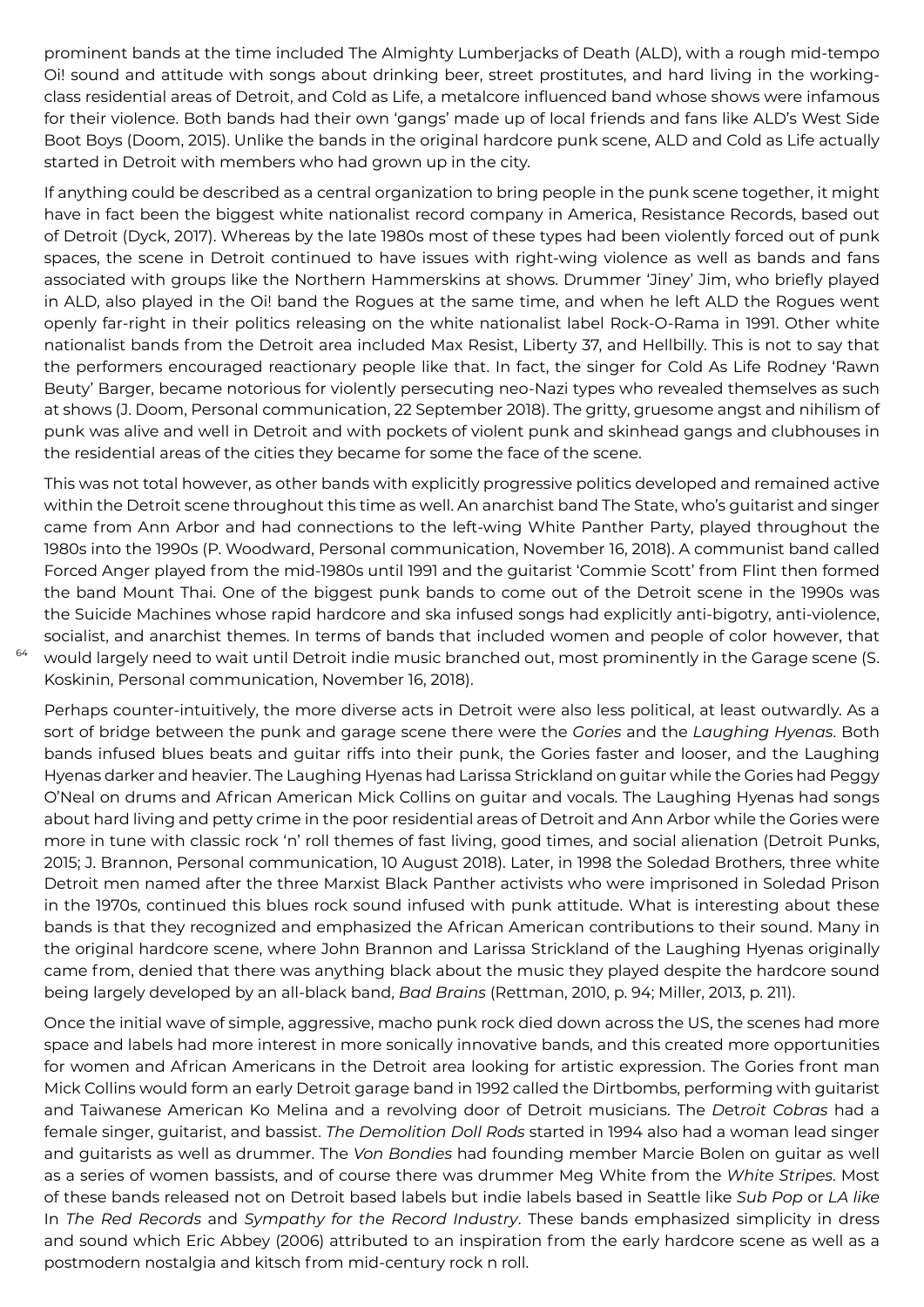prominent bands at the time included The Almighty Lumberjacks of Death (ALD), with a rough mid-tempo Oi! sound and attitude with songs about drinking beer, street prostitutes, and hard living in the working-class residential areas of Detroit, and Cold as Life, a metalcore influenced band whose shows were infamous for their violence. Both bands had their own 'gangs' made up of local friends and fans like ALD's West Side Boot Boys (Doom, 2015). Unlike the bands in the original hardcore punk scene, ALD and Cold as Life actually started in Detroit with members who had grown up in the city.

If anything could be described as a central organization to bring people in the punk scene together, it might have in fact been the biggest white nationalist record company in America, Resistance Records, based out of Detroit (Dyck, 2017). Whereas by the late 1980s most of these types had been violently forced out of punk spaces, the scene in Detroit continued to have issues with right-wing violence as well as bands and fans associated with groups like the Northern Hammerskins at shows. Drummer 'Jiney' Jim, who briefly played in ALD, also played in the Oi! band the Rogues at the same time, and when he left ALD the Rogues went openly far-right in their politics releasing on the white nationalist label Rock-O-Rama in 1991. Other white nationalist bands from the Detroit area included Max Resist, Liberty 37, and Hellbilly. This is not to say that the performers encouraged reactionary people like that. In fact, the singer for Cold As Life Rodney 'Rawn Beuty' Barger, became notorious for violently persecuting neo-Nazi types who revealed themselves as such at shows (J. Doom, Personal communication, 22 September 2018). The gritty, gruesome angst and nihilism of punk was alive and well in Detroit and with pockets of violent punk and skinhead gangs and clubhouses in the residential areas of the cities they became for some the face of the scene.

This was not total however, as other bands with explicitly progressive politics developed and remained active within the Detroit scene throughout this time as well. An anarchist band The State, who's guitarist and singer came from Ann Arbor and had connections to the left-wing White Panther Party, played throughout the 1980s into the 1990s (P. Woodward, Personal communication, November 16, 2018). A communist band called Forced Anger played from the mid-1980s until 1991 and the guitarist 'Commie Scott' from Flint then formed the band Mount Thai. One of the biggest punk bands to come out of the Detroit scene in the 1990s was the Suicide Machines whose rapid hardcore and ska infused songs had explicitly anti-bigotry, anti-violence, socialist, and anarchist themes. In terms of bands that included women and people of color however, that would largely need to wait until Detroit indie music branched out, most prominently in the Garage scene (S. Koskinin, Personal communication, November 16, 2018).

Perhaps counter-intuitively, the more diverse acts in Detroit were also less political, at least outwardly. As a sort of bridge between the punk and garage scene there were the *Gories* and the *Laughing Hyenas*. Both bands infused blues beats and guitar riffs into their punk, the Gories faster and looser, and the Laughing Hyenas darker and heavier. The Laughing Hyenas had Larissa Strickland on guitar while the Gories had Peggy O'Neal on drums and African American Mick Collins on guitar and vocals. The Laughing Hyenas had songs about hard living and petty crime in the poor residential areas of Detroit and Ann Arbor while the Gories were more in tune with classic rock 'n' roll themes of fast living, good times, and social alienation (Detroit Punks, 2015; J. Brannon, Personal communication, 10 August 2018). Later, in 1998 the Soledad Brothers, three white Detroit men named after the three Marxist Black Panther activists who were imprisoned in Soledad Prison in the 1970s, continued this blues rock sound infused with punk attitude. What is interesting about these bands is that they recognized and emphasized the African American contributions to their sound. Many in the original hardcore scene, where John Brannon and Larissa Strickland of the Laughing Hyenas originally came from, denied that there was anything black about the music they played despite the hardcore sound being largely developed by an all-black band, *Bad Brains* (Rettman, 2010, p. 94; Miller, 2013, p. 211).

Once the initial wave of simple, aggressive, macho punk rock died down across the US, the scenes had more space and labels had more interest in more sonically innovative bands, and this created more opportunities for women and African Americans in the Detroit area looking for artistic expression. The Gories front man Mick Collins would form an early Detroit garage band in 1992 called the Dirtbombs, performing with guitarist and Taiwanese American Ko Melina and a revolving door of Detroit musicians. The *Detroit Cobras* had a female singer, guitarist, and bassist. *The Demolition Doll Rods* started in 1994 also had a woman lead singer and guitarists as well as drummer. The *Von Bondies* had founding member Marcie Bolen on guitar as well as a series of women bassists, and of course there was drummer Meg White from the *White Stripes*. Most of these bands released not on Detroit based labels but indie labels based in Seattle like *Sub Pop* or *LA like* In *The Red Records* and *Sympathy for the Record Industry*. These bands emphasized simplicity in dress and sound which Eric Abbey (2006) attributed to an inspiration from the early hardcore scene as well as a postmodern nostalgia and kitsch from mid-century rock n roll.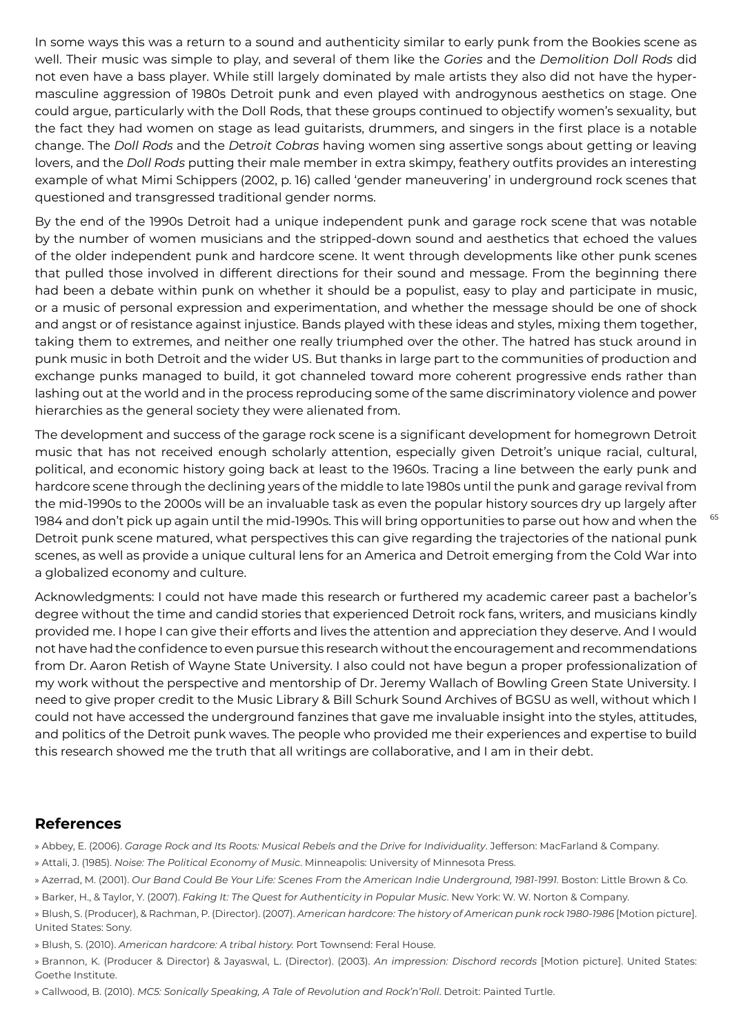In some ways this was a return to a sound and authenticity similar to early punk from the Bookies scene as well. Their music was simple to play, and several of them like the *Gories* and the *Demolition Doll Rods* did not even have a bass player. While still largely dominated by male artists they also did not have the hyper-masculine aggression of 1980s Detroit punk and even played with androgynous aesthetics on stage. One could argue, particularly with the Doll Rods, that these groups continued to objectify women's sexuality, but the fact they had women on stage as lead guitarists, drummers, and singers in the first place is a notable change. The *Doll Rods* and the *Detroit Cobras* having women sing assertive songs about getting or leaving lovers, and the *Doll Rods* putting their male member in extra skimpy, feathery outfits provides an interesting example of what Mimi Schippers (2002, p. 16) called 'gender maneuvering' in underground rock scenes that questioned and transgressed traditional gender norms.

By the end of the 1990s Detroit had a unique independent punk and garage rock scene that was notable by the number of women musicians and the stripped-down sound and aesthetics that echoed the values of the older independent punk and hardcore scene. It went through developments like other punk scenes that pulled those involved in different directions for their sound and message. From the beginning there had been a debate within punk on whether it should be a populist, easy to play and participate in music, or a music of personal expression and experimentation, and whether the message should be one of shock and angst or of resistance against injustice. Bands played with these ideas and styles, mixing them together, taking them to extremes, and neither one really triumphed over the other. The hatred has stuck around in punk music in both Detroit and the wider US. But thanks in large part to the communities of production and exchange punks managed to build, it got channeled toward more coherent progressive ends rather than lashing out at the world and in the process reproducing some of the same discriminatory violence and power hierarchies as the general society they were alienated from.

The development and success of the garage rock scene is a significant development for homegrown Detroit music that has not received enough scholarly attention, especially given Detroit's unique racial, cultural, political, and economic history going back at least to the 1960s. Tracing a line between the early punk and hardcore scene through the declining years of the middle to late 1980s until the punk and garage revival from the mid-1990s to the 2000s will be an invaluable task as even the popular history sources dry up largely after 1984 and don't pick up again until the mid-1990s. This will bring opportunities to parse out how and when the Detroit punk scene matured, what perspectives this can give regarding the trajectories of the national punk scenes, as well as provide a unique cultural lens for an America and Detroit emerging from the Cold War into a globalized economy and culture.

Acknowledgments: I could not have made this research or furthered my academic career past a bachelor's degree without the time and candid stories that experienced Detroit rock fans, writers, and musicians kindly provided me. I hope I can give their efforts and lives the attention and appreciation they deserve. And I would not have had the confidence to even pursue this research without the encouragement and recommendations from Dr. Aaron Retish of Wayne State University. I also could not have begun a proper professionalization of my work without the perspective and mentorship of Dr. Jeremy Wallach of Bowling Green State University. I need to give proper credit to the Music Library & Bill Schurk Sound Archives of BGSU as well, without which I could not have accessed the underground fanzines that gave me invaluable insight into the styles, attitudes, and politics of the Detroit punk waves. The people who provided me their experiences and expertise to build this research showed me the truth that all writings are collaborative, and I am in their debt.

## References

» Abbey, E. (2006). *Garage Rock and Its Roots: Musical Rebels and the Drive for Individuality*. Jefferson: MacFarland & Company.

» Attali, J. (1985). *Noise: The Political Economy of Music*. Minneapolis: University of Minnesota Press.

» Azerrad, M. (2001). *Our Band Could Be Your Life: Scenes From the American Indie Underground, 1981-1991*. Boston: Little Brown & Co.

» Barker, H., & Taylor, Y. (2007). *Faking It: The Quest for Authenticity in Popular Music*. New York: W. W. Norton & Company.

» Blush, S. (Producer), & Rachman, P. (Director). (2007). *American hardcore: The history of American punk rock 1980-1986* [Motion picture]. United States: Sony.

» Blush, S. (2010). *American hardcore: A tribal history.* Port Townsend: Feral House.

» Brannon, K. (Producer & Director) & Jayaswal, L. (Director). (2003). *An impression: Dischord records* [Motion picture]. United States: Goethe Institute.

» Callwood, B. (2010). *MC5: Sonically Speaking, A Tale of Revolution and Rock'n'Roll*. Detroit: Painted Turtle.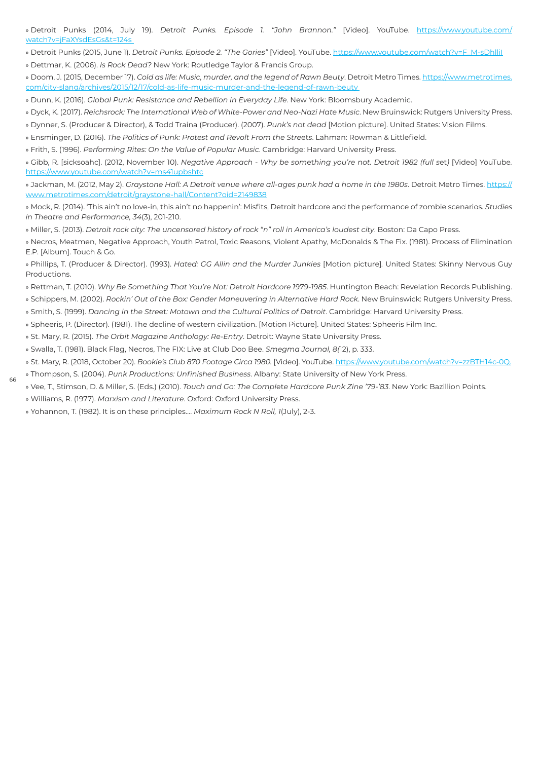» Detroit Punks (2014, July 19). *Detroit Punks. Episode 1. "John Brannon."* [Video]. YouTube. https://www.youtube.com/watch?v=jFaXYsdEsGs&t=124s

» Detroit Punks (2015, June 1). *Detroit Punks. Episode 2. "The Gories"* [Video]. YouTube. https://www.youtube.com/watch?v=F_M-sDhllil

» Dettmar, K. (2006). *Is Rock Dead?* New York: Routledge Taylor & Francis Group.

» Doom, J. (2015, December 17). *Cold as life: Music, murder, and the legend of Rawn Beuty*. Detroit Metro Times. https://www.metrotimes.com/city-slang/archives/2015/12/17/cold-as-life-music-murder-and-the-legend-of-rawn-beuty

» Dunn, K. (2016). *Global Punk: Resistance and Rebellion in Everyday Life*. New York: Bloomsbury Academic.

» Dyck, K. (2017). *Reichsrock: The International Web of White-Power and Neo-Nazi Hate Music*. New Bruinswick: Rutgers University Press.

» Dynner, S. (Producer & Director), & Todd Traina (Producer). (2007). *Punk's not dead* [Motion picture]. United States: Vision Films.

» Ensminger, D. (2016). *The Politics of Punk: Protest and Revolt From the Streets*. Lahman: Rowman & Littlefield.

» Frith, S. (1996). *Performing Rites: On the Value of Popular Music*. Cambridge: Harvard University Press.

» Gibb, R. [sicksoahc]. (2012, November 10). *Negative Approach - Why be something you're not. Detroit 1982 (full set)* [Video] YouTube. https://www.youtube.com/watch?v=ms41upbshtc

» Jackman, M. (2012, May 2). *Graystone Hall: A Detroit venue where all-ages punk had a home in the 1980s*. Detroit Metro Times. https://www.metrotimes.com/detroit/graystone-hall/Content?oid=2149838

» Mock, R. (2014). 'This ain't no love-in, this ain't no happenin': Misfits, Detroit hardcore and the performance of zombie scenarios. *Studies in Theatre and Performance, 34*(3), 201-210.

» Miller, S. (2013). *Detroit rock city: The uncensored history of rock "n" roll in America's loudest city*. Boston: Da Capo Press.

» Necros, Meatmen, Negative Approach, Youth Patrol, Toxic Reasons, Violent Apathy, McDonalds & The Fix. (1981). Process of Elimination E.P. [Album]. Touch & Go.

» Phillips, T. (Producer & Director). (1993). *Hated: GG Allin and the Murder Junkies* [Motion picture]. United States: Skinny Nervous Guy Productions.

» Rettman, T. (2010). *Why Be Something That You're Not: Detroit Hardcore 1979-1985*. Huntington Beach: Revelation Records Publishing.

» Schippers, M. (2002). *Rockin' Out of the Box: Gender Maneuvering in Alternative Hard Rock*. New Bruinswick: Rutgers University Press.

» Smith, S. (1999). *Dancing in the Street: Motown and the Cultural Politics of Detroit*. Cambridge: Harvard University Press.

» Spheeris, P. (Director). (1981). The decline of western civilization. [Motion Picture]. United States: Spheeris Film Inc.

» St. Mary, R. (2015). *The Orbit Magazine Anthology: Re-Entry*. Detroit: Wayne State University Press.

» Swalla, T. (1981). Black Flag, Necros, The FIX: Live at Club Doo Bee. *Smegma Journal, 8(*12), p. 333.

» St. Mary, R. (2018, October 20). *Bookie's Club 870 Footage Circa 1980.* [Video]. YouTube. https://www.youtube.com/watch?v=zzBTH14c-0Q.

» Thompson, S. (2004). *Punk Productions: Unfinished Business*. Albany: State University of New York Press.

» Vee, T., Stimson, D. & Miller, S. (Eds.) (2010). *Touch and Go: The Complete Hardcore Punk Zine '79-'83*. New York: Bazillion Points.

» Williams, R. (1977). *Marxism and Literature*. Oxford: Oxford University Press.

» Yohannon, T. (1982). It is on these principles.... *Maximum Rock N Roll, 1*(July), 2-3.